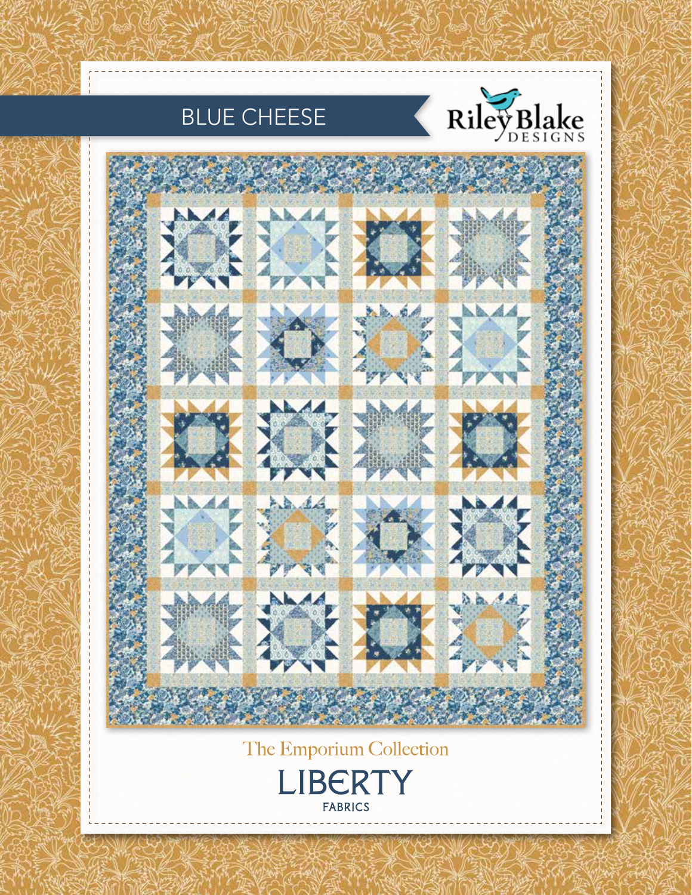# BLUE CHEESE

Riley Blake DESIGNS

The Emporium Collection

LIBERTY FABRICS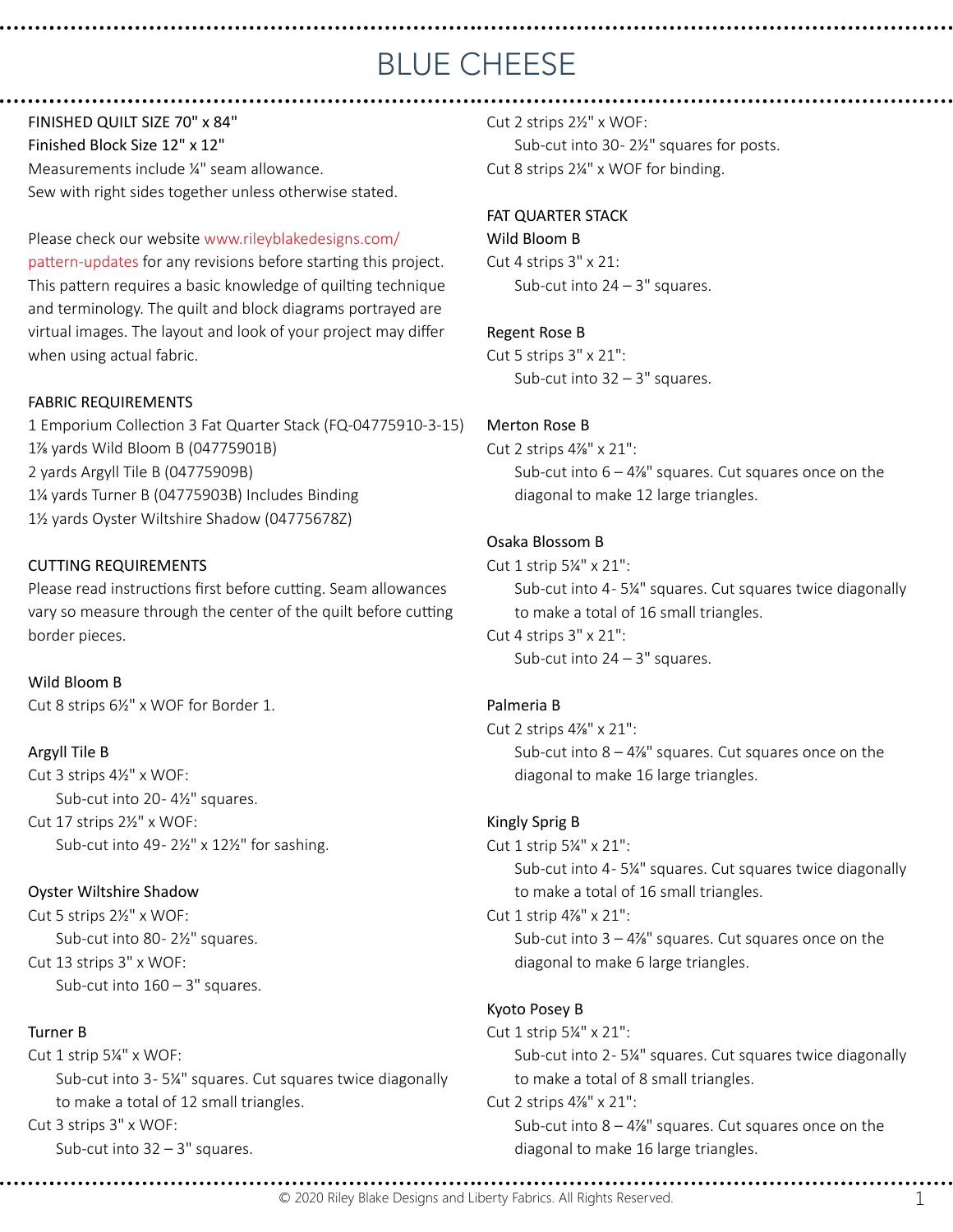# BLUE CHEESE

FINISHED QUILT SIZE 70" x 84"
Finished Block Size 12" x 12"
Measurements include ¼" seam allowance.
Sew with right sides together unless otherwise stated.

Please check our website www.rileyblakedesigns.com/pattern-updates for any revisions before starting this project. This pattern requires a basic knowledge of quilting technique and terminology. The quilt and block diagrams portrayed are virtual images. The layout and look of your project may differ when using actual fabric.

## FABRIC REQUIREMENTS

1 Emporium Collection 3 Fat Quarter Stack (FQ-04775910-3-15)
1⅞ yards Wild Bloom B (04775901B)
2 yards Argyll Tile B (04775909B)
1¼ yards Turner B (04775903B) Includes Binding
1½ yards Oyster Wiltshire Shadow (04775678Z)

## CUTTING REQUIREMENTS

Please read instructions first before cutting. Seam allowances vary so measure through the center of the quilt before cutting border pieces.

### Wild Bloom B

Cut 8 strips 6½" x WOF for Border 1.

### Argyll Tile B

Cut 3 strips 4½" x WOF:
- Sub-cut into 20- 4½" squares.

Cut 17 strips 2½" x WOF:
- Sub-cut into 49- 2½" x 12½" for sashing.

### Oyster Wiltshire Shadow

Cut 5 strips 2½" x WOF:
- Sub-cut into 80- 2½" squares.

Cut 13 strips 3" x WOF:
- Sub-cut into 160 – 3" squares.

### Turner B

Cut 1 strip 5¼" x WOF:
- Sub-cut into 3- 5¼" squares. Cut squares twice diagonally to make a total of 12 small triangles.

Cut 3 strips 3" x WOF:
- Sub-cut into 32 – 3" squares.

Cut 2 strips 2½" x WOF:
- Sub-cut into 30- 2½" squares for posts.

Cut 8 strips 2¼" x WOF for binding.

## FAT QUARTER STACK

### Wild Bloom B

Cut 4 strips 3" x 21:
- Sub-cut into 24 – 3" squares.

### Regent Rose B

Cut 5 strips 3" x 21":
- Sub-cut into 32 – 3" squares.

### Merton Rose B

Cut 2 strips 4⅞" x 21":
- Sub-cut into 6 – 4⅞" squares. Cut squares once on the diagonal to make 12 large triangles.

### Osaka Blossom B

Cut 1 strip 5¼" x 21":
- Sub-cut into 4- 5¼" squares. Cut squares twice diagonally to make a total of 16 small triangles.

Cut 4 strips 3" x 21":
- Sub-cut into 24 – 3" squares.

### Palmeria B

Cut 2 strips 4⅞" x 21":
- Sub-cut into 8 – 4⅞" squares. Cut squares once on the diagonal to make 16 large triangles.

### Kingly Sprig B

Cut 1 strip 5¼" x 21":
- Sub-cut into 4- 5¼" squares. Cut squares twice diagonally to make a total of 16 small triangles.

Cut 1 strip 4⅞" x 21":
- Sub-cut into 3 – 4⅞" squares. Cut squares once on the diagonal to make 6 large triangles.

### Kyoto Posey B

Cut 1 strip 5¼" x 21":
- Sub-cut into 2- 5¼" squares. Cut squares twice diagonally to make a total of 8 small triangles.

Cut 2 strips 4⅞" x 21":
- Sub-cut into 8 – 4⅞" squares. Cut squares once on the diagonal to make 16 large triangles.

© 2020 Riley Blake Designs and Liberty Fabrics. All Rights Reserved.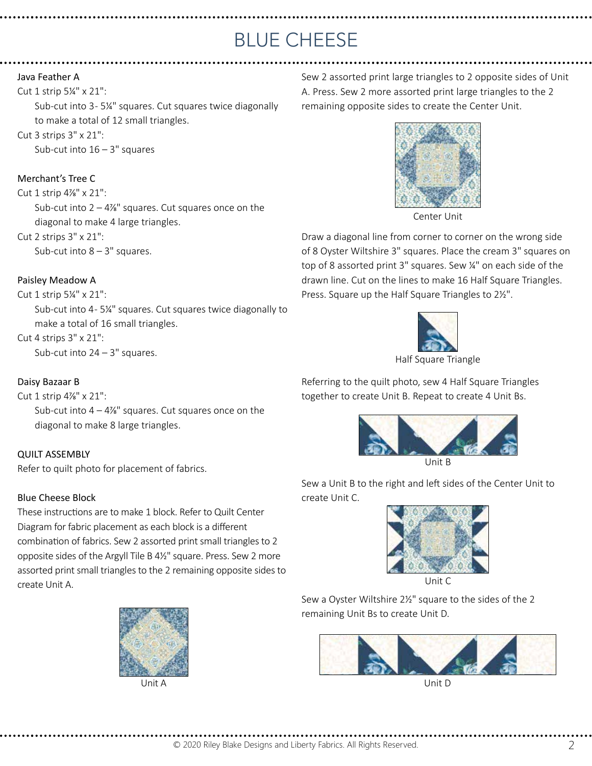# BLUE CHEESE

Java Feather A

Cut 1 strip 5¼" x 21":

Sub-cut into 3- 5¼" squares. Cut squares twice diagonally to make a total of 12 small triangles.

Cut 3 strips 3" x 21":

Sub-cut into 16 – 3" squares

Merchant's Tree C

Cut 1 strip 4⅞" x 21":

Sub-cut into 2 – 4⅞" squares. Cut squares once on the diagonal to make 4 large triangles.

Cut 2 strips 3" x 21":

Sub-cut into 8 – 3" squares.

Paisley Meadow A

Cut 1 strip 5¼" x 21":

Sub-cut into 4- 5¼" squares. Cut squares twice diagonally to make a total of 16 small triangles.

Cut 4 strips 3" x 21":

Sub-cut into 24 – 3" squares.

Daisy Bazaar B

Cut 1 strip 4⅞" x 21":

Sub-cut into 4 – 4⅞" squares. Cut squares once on the diagonal to make 8 large triangles.

## QUILT ASSEMBLY

Refer to quilt photo for placement of fabrics.

### Blue Cheese Block

These instructions are to make 1 block. Refer to Quilt Center Diagram for fabric placement as each block is a different combination of fabrics. Sew 2 assorted print small triangles to 2 opposite sides of the Argyll Tile B 4½" square. Press. Sew 2 more assorted print small triangles to the 2 remaining opposite sides to create Unit A.

Unit A

Sew 2 assorted print large triangles to 2 opposite sides of Unit A. Press. Sew 2 more assorted print large triangles to the 2 remaining opposite sides to create the Center Unit.

Center Unit

Draw a diagonal line from corner to corner on the wrong side of 8 Oyster Wiltshire 3" squares. Place the cream 3" squares on top of 8 assorted print 3" squares. Sew ¼" on each side of the drawn line. Cut on the lines to make 16 Half Square Triangles. Press. Square up the Half Square Triangles to 2½".

Half Square Triangle

Referring to the quilt photo, sew 4 Half Square Triangles together to create Unit B. Repeat to create 4 Unit Bs.

Unit B

Sew a Unit B to the right and left sides of the Center Unit to create Unit C.

Unit C

Sew a Oyster Wiltshire 2½" square to the sides of the 2 remaining Unit Bs to create Unit D.

Unit D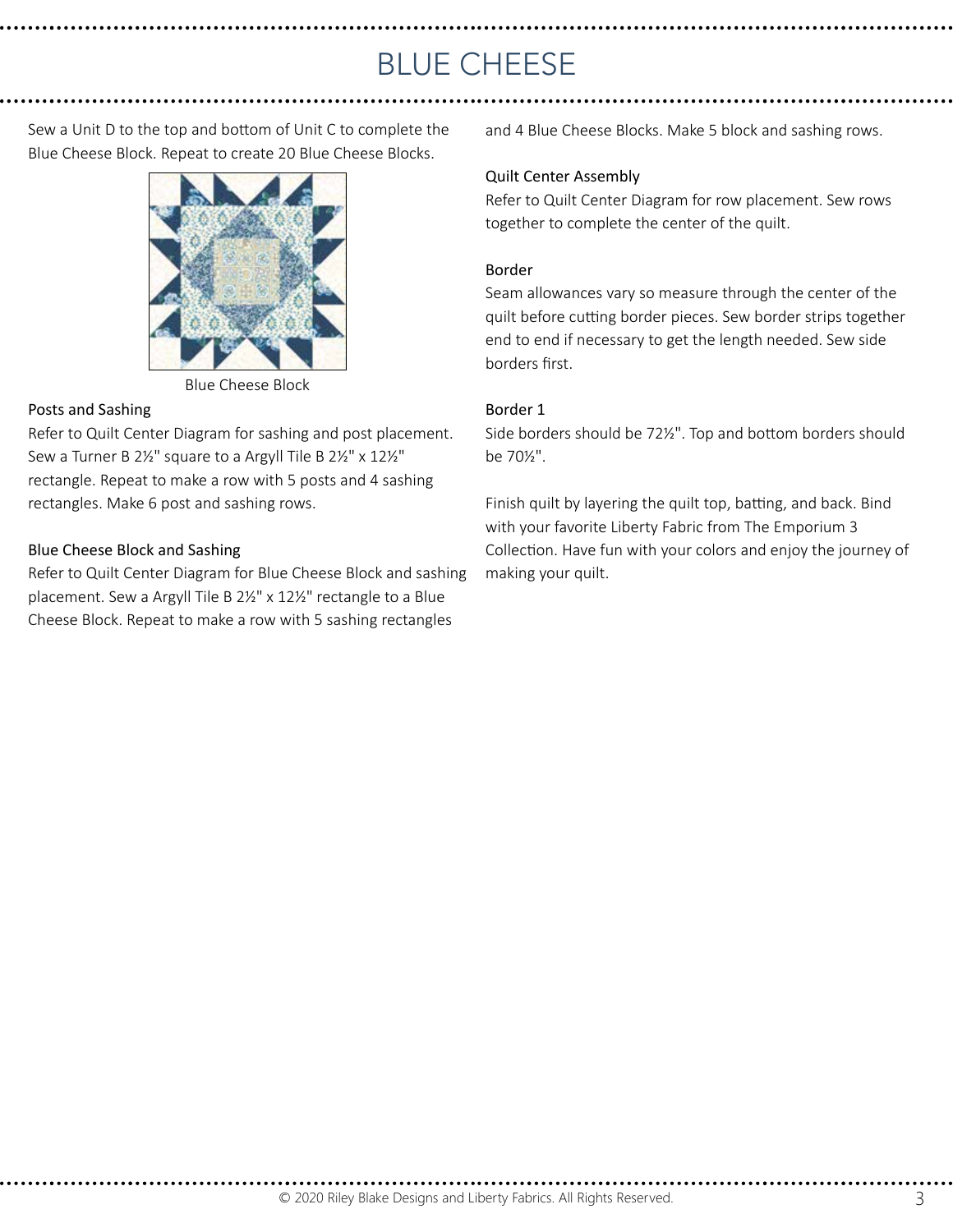# BLUE CHEESE

Sew a Unit D to the top and bottom of Unit C to complete the Blue Cheese Block. Repeat to create 20 Blue Cheese Blocks.

Blue Cheese Block

### Posts and Sashing

Refer to Quilt Center Diagram for sashing and post placement. Sew a Turner B 2½" square to a Argyll Tile B 2½" x 12½" rectangle. Repeat to make a row with 5 posts and 4 sashing rectangles. Make 6 post and sashing rows.

### Blue Cheese Block and Sashing

Refer to Quilt Center Diagram for Blue Cheese Block and sashing placement. Sew a Argyll Tile B 2½" x 12½" rectangle to a Blue Cheese Block. Repeat to make a row with 5 sashing rectangles and 4 Blue Cheese Blocks. Make 5 block and sashing rows.

### Quilt Center Assembly

Refer to Quilt Center Diagram for row placement. Sew rows together to complete the center of the quilt.

### Border

Seam allowances vary so measure through the center of the quilt before cutting border pieces. Sew border strips together end to end if necessary to get the length needed. Sew side borders first.

### Border 1

Side borders should be 72½". Top and bottom borders should be 70½".

Finish quilt by layering the quilt top, batting, and back. Bind with your favorite Liberty Fabric from The Emporium 3 Collection. Have fun with your colors and enjoy the journey of making your quilt.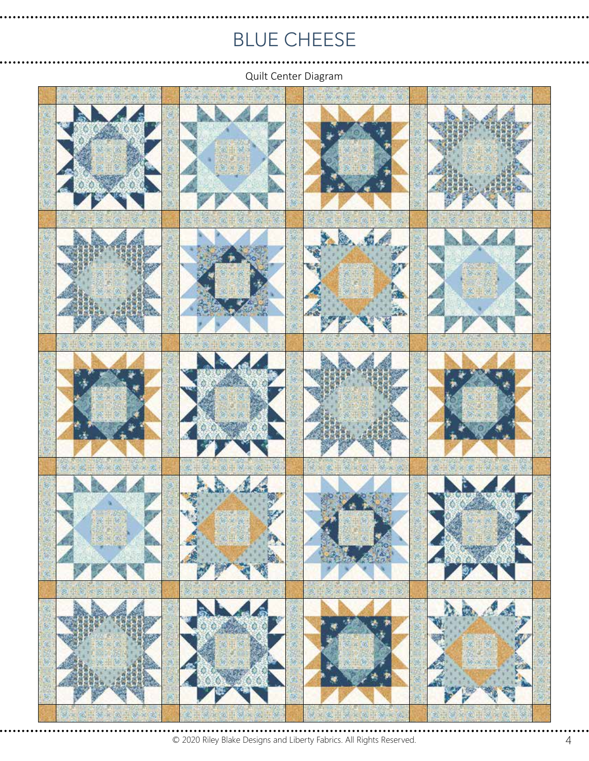# BLUE CHEESE

Quilt Center Diagram

© 2020 Riley Blake Designs and Liberty Fabrics. All Rights Reserved.